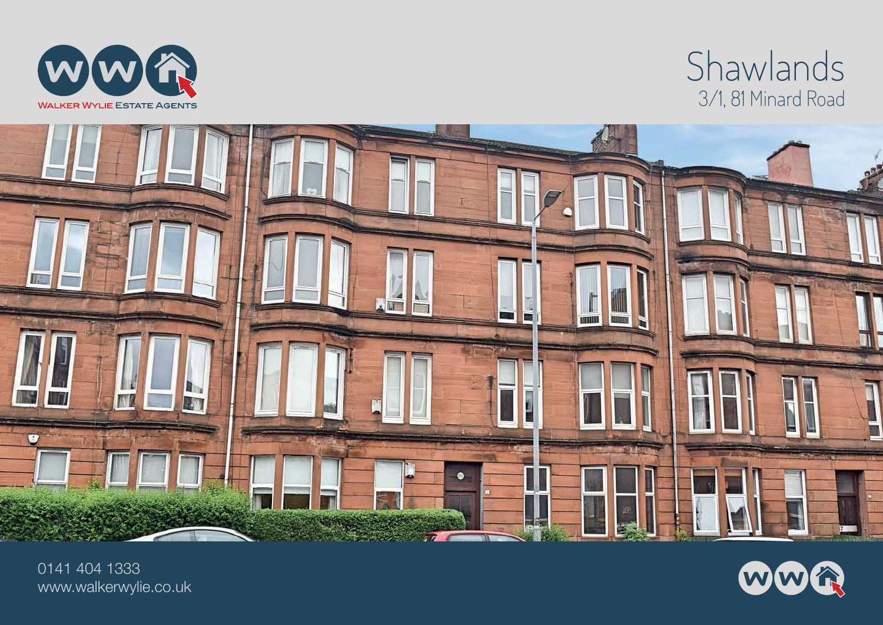WALKER WYLIE ESTATE AGENTS

# Shawlands

## 3/1, 81 Minard Road

0141 404 1333
www.walkerwylie.co.uk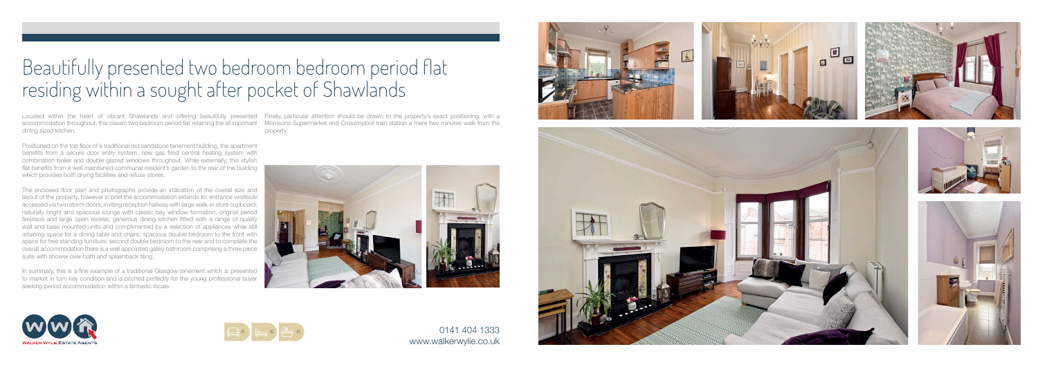# Beautifully presented two bedroom bedroom period flat residing within a sought after pocket of Shawlands

Located within the heart of vibrant Shawlands and offering beautifully presented accommodation throughout, this classic two bedroom period flat retaining the all important dining sized kitchen.

Positioned on the top floor of a traditional red sandstone tenement building, the apartment benefits from a secure door entry system, new gas fired central heating system with combination boiler and double glazed windows throughout. While externally, this stylish flat benefits from a well maintained communal resident's garden to the rear of the building which provides both drying facilities and refuse stores.

The enclosed floor plan and photographs provide an indication of the overall size and layout of the property, however in brief the accommodation extends to: entrance vestibule accessed via twin storm doors; inviting reception hallway with large walk-in store cupboard; naturally bright and spacious lounge with classic bay window formation, original period fireplace and large open recess; generous dining kitchen fitted with a range of quality wall and base mounted units and complimented by a selection of appliances while still retaining space for a dining table and chairs; spacious double bedroom to the front with space for free standing furniture; second double bedroom to the rear and to complete the overall accommodation there is a well appointed galley bathroom comprising a three piece suite with shower over bath and splashback tiling.

In summary, this is a fine example of a traditional Glasgow tenement which is presented to market in turn key condition and is pitched perfectly for the young professional buyer seeking period accommodation within a fantastic locale.

Finally, particular attention should be drawn to the property's exact positioning, with a Morrisons Supermarket and Crossmyloof train station a mere two minutes walk from the property.

x1 x2 x1

0141 404 1333
www.walkerwylie.co.uk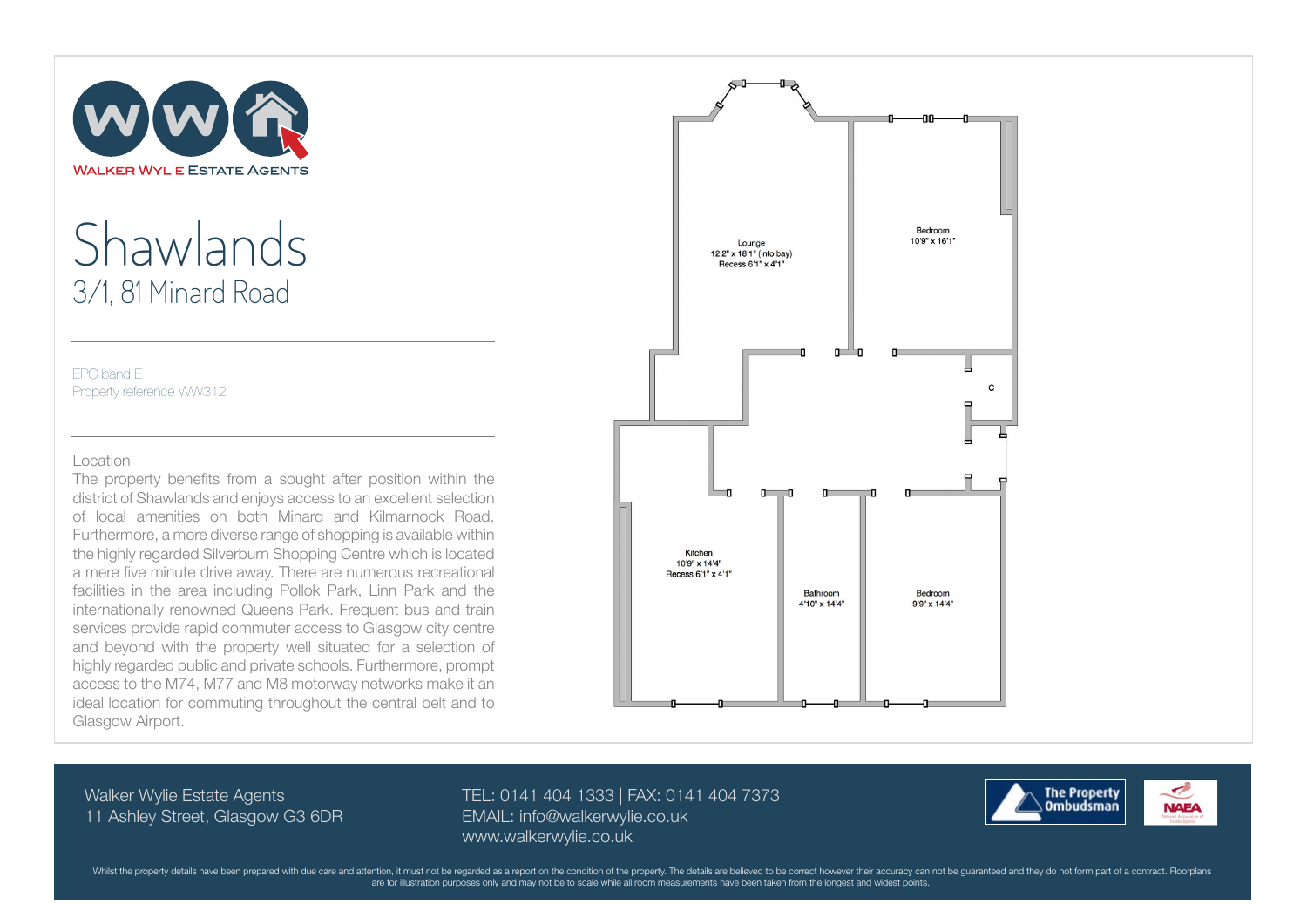WALKER WYLIE ESTATE AGENTS

# Shawlands

## 3/1, 81 Minard Road

EPC band E
Property reference WW312

### Location

The property benefits from a sought after position within the district of Shawlands and enjoys access to an excellent selection of local amenities on both Minard and Kilmarnock Road. Furthermore, a more diverse range of shopping is available within the highly regarded Silverburn Shopping Centre which is located a mere five minute drive away. There are numerous recreational facilities in the area including Pollok Park, Linn Park and the internationally renowned Queens Park. Frequent bus and train services provide rapid commuter access to Glasgow city centre and beyond with the property well situated for a selection of highly regarded public and private schools. Furthermore, prompt access to the M74, M77 and M8 motorway networks make it an ideal location for commuting throughout the central belt and to Glasgow Airport.

Lounge
12'2" x 18'1" (into bay)
Recess 6'1" x 4'1"

Bedroom
10'9" x 16'1"

C

Kitchen
10'9" x 14'4"
Recess 6'1" x 4'1"

Bathroom
4'10" x 14'4"

Bedroom
9'9" x 14'4"

Walker Wylie Estate Agents
11 Ashley Street, Glasgow G3 6DR

TEL: 0141 404 1333 | FAX: 0141 404 7373
EMAIL: info@walkerwylie.co.uk
www.walkerwylie.co.uk

The Property Ombudsman

NAEA

Whilst the property details have been prepared with due care and attention, it must not be regarded as a report on the condition of the property. The details are believed to be correct however their accuracy can not be guaranteed and they do not form part of a contract. Floorplans are for illustration purposes only and may not be to scale while all room measurements have been taken from the longest and widest points.